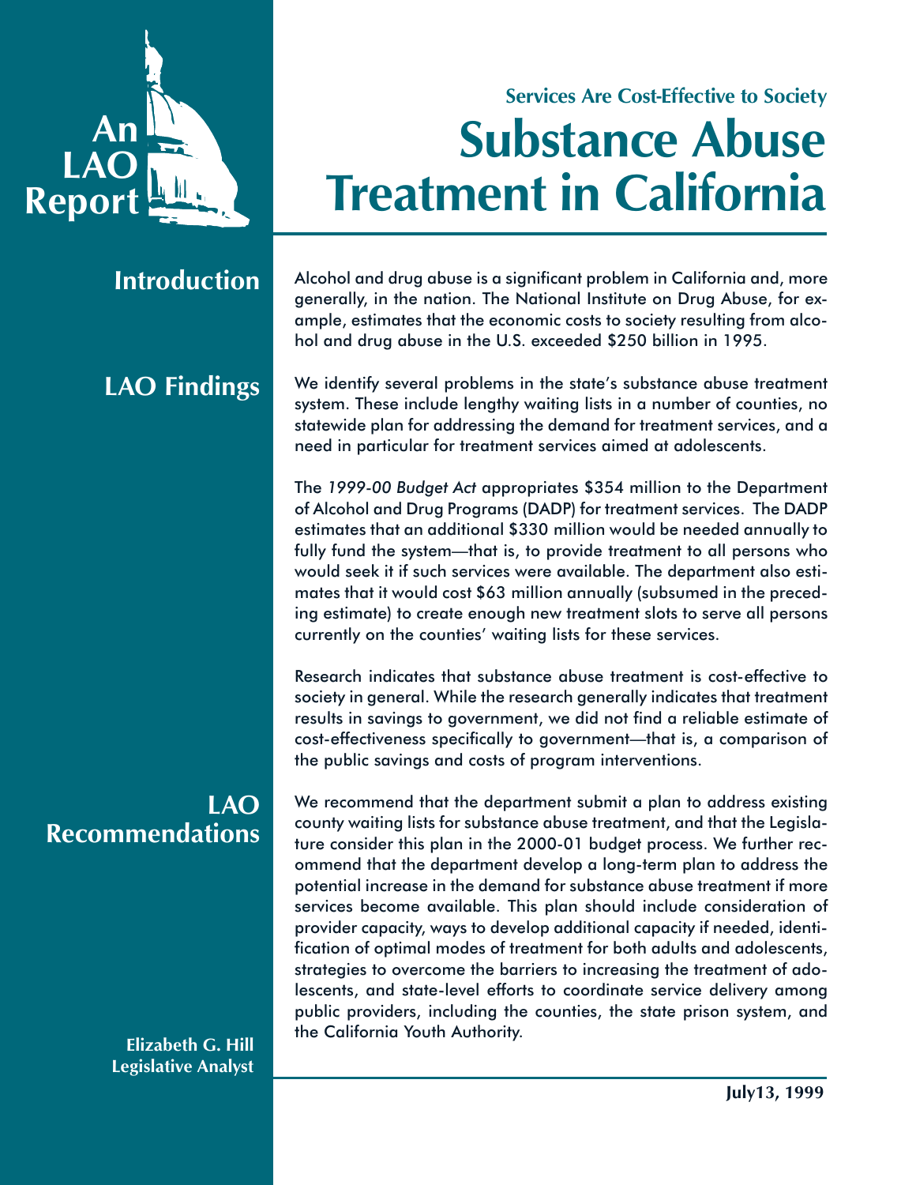An LAO Report

## Services Are Cost-Effective to Society

# Substance Abuse Treatment in California

## Introduction

Alcohol and drug abuse is a significant problem in California and, more generally, in the nation. The National Institute on Drug Abuse, for example, estimates that the economic costs to society resulting from alcohol and drug abuse in the U.S. exceeded $250 billion in 1995.

## LAO Findings

We identify several problems in the state's substance abuse treatment system. These include lengthy waiting lists in a number of counties, no statewide plan for addressing the demand for treatment services, and a need in particular for treatment services aimed at adolescents.

The *1999-00 Budget Act* appropriates $354 million to the Department of Alcohol and Drug Programs (DADP) for treatment services. The DADP estimates that an additional $330 million would be needed annually to fully fund the system—that is, to provide treatment to all persons who would seek it if such services were available. The department also estimates that it would cost $63 million annually (subsumed in the preceding estimate) to create enough new treatment slots to serve all persons currently on the counties' waiting lists for these services.

Research indicates that substance abuse treatment is cost-effective to society in general. While the research generally indicates that treatment results in savings to government, we did not find a reliable estimate of cost-effectiveness specifically to government—that is, a comparison of the public savings and costs of program interventions.

## LAO Recommendations

We recommend that the department submit a plan to address existing county waiting lists for substance abuse treatment, and that the Legislature consider this plan in the 2000-01 budget process. We further recommend that the department develop a long-term plan to address the potential increase in the demand for substance abuse treatment if more services become available. This plan should include consideration of provider capacity, ways to develop additional capacity if needed, identification of optimal modes of treatment for both adults and adolescents, strategies to overcome the barriers to increasing the treatment of adolescents, and state-level efforts to coordinate service delivery among public providers, including the counties, the state prison system, and the California Youth Authority.

**Elizabeth G. Hill**
**Legislative Analyst**

**July13, 1999**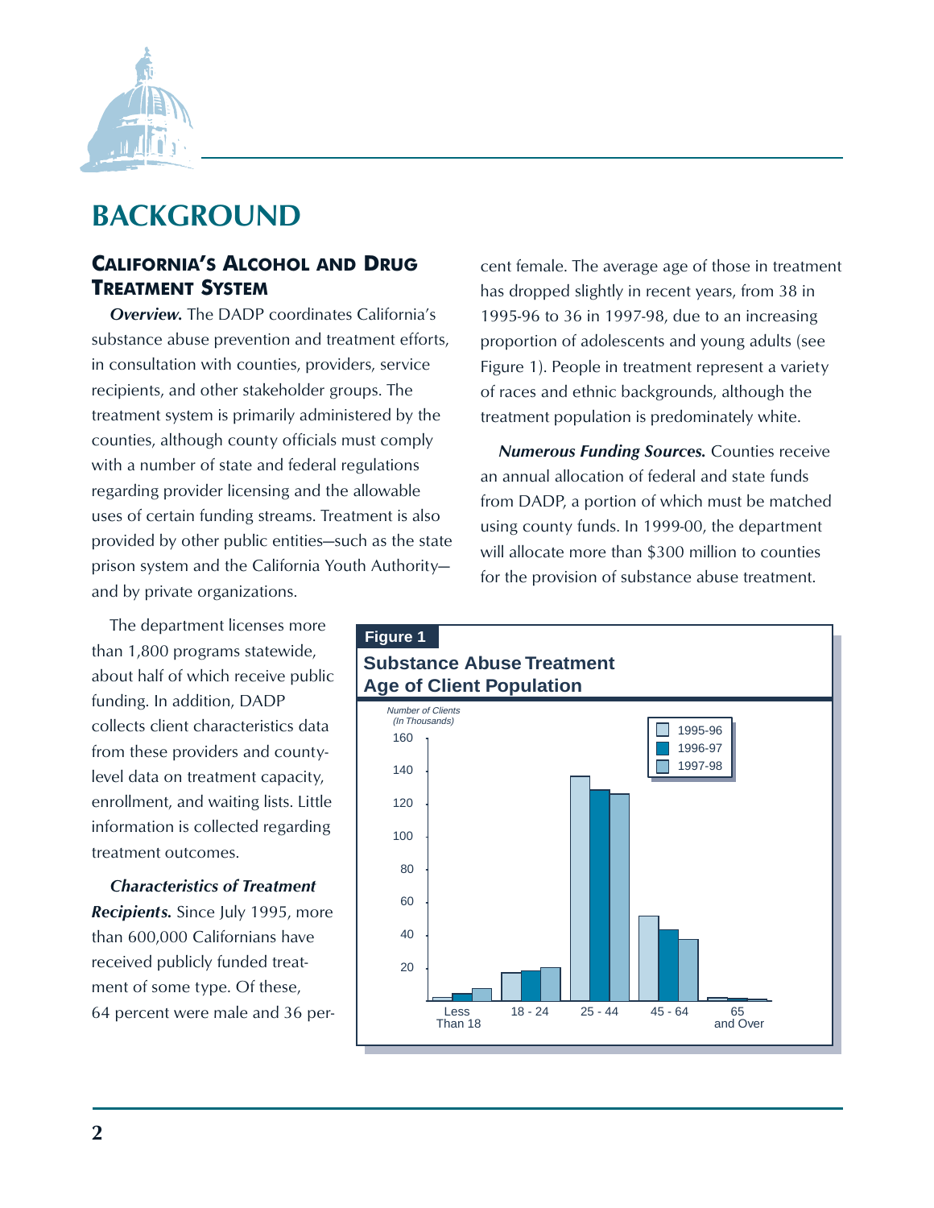# BACKGROUND

## CALIFORNIA'S ALCOHOL AND DRUG TREATMENT SYSTEM

***Overview.*** The DADP coordinates California's substance abuse prevention and treatment efforts, in consultation with counties, providers, service recipients, and other stakeholder groups. The treatment system is primarily administered by the counties, although county officials must comply with a number of state and federal regulations regarding provider licensing and the allowable uses of certain funding streams. Treatment is also provided by other public entities—such as the state prison system and the California Youth Authority—and by private organizations.

The department licenses more than 1,800 programs statewide, about half of which receive public funding. In addition, DADP collects client characteristics data from these providers and county-level data on treatment capacity, enrollment, and waiting lists. Little information is collected regarding treatment outcomes.

***Characteristics of Treatment Recipients.*** Since July 1995, more than 600,000 Californians have received publicly funded treatment of some type. Of these, 64 percent were male and 36 percent female. The average age of those in treatment has dropped slightly in recent years, from 38 in 1995-96 to 36 in 1997-98, due to an increasing proportion of adolescents and young adults (see Figure 1). People in treatment represent a variety of races and ethnic backgrounds, although the treatment population is predominately white.

***Numerous Funding Sources.*** Counties receive an annual allocation of federal and state funds from DADP, a portion of which must be matched using county funds. In 1999-00, the department will allocate more than $300 million to counties for the provision of substance abuse treatment.

**Figure 1**

**Substance Abuse Treatment Age of Client Population**

*Number of Clients (In Thousands)*

| Age | 1995-96 | 1996-97 | 1997-98 |
|---|---|---|---|
| Less Than 18 | ~2 | ~4 | ~8 |
| 18 - 24 | ~17 | ~18 | ~20 |
| 25 - 44 | ~137 | ~129 | ~126 |
| 45 - 64 | ~52 | ~43 | ~38 |
| 65 and Over | ~2 | ~1 | ~1 |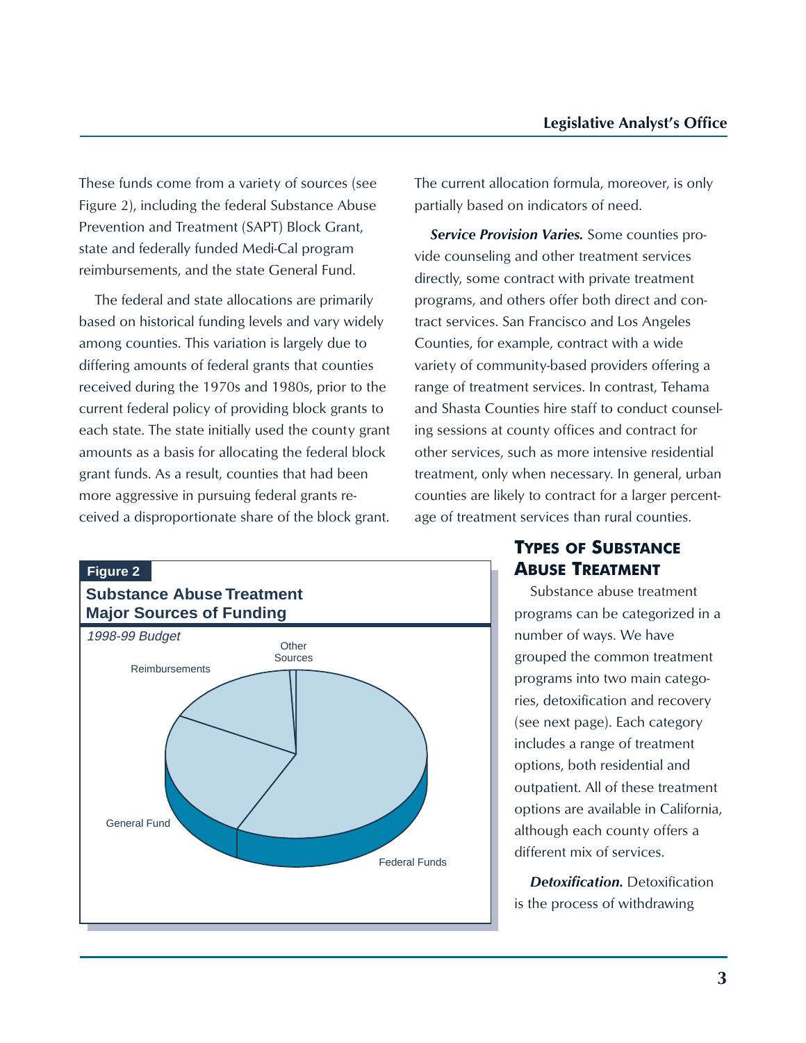These funds come from a variety of sources (see Figure 2), including the federal Substance Abuse Prevention and Treatment (SAPT) Block Grant, state and federally funded Medi-Cal program reimbursements, and the state General Fund.

The federal and state allocations are primarily based on historical funding levels and vary widely among counties. This variation is largely due to differing amounts of federal grants that counties received during the 1970s and 1980s, prior to the current federal policy of providing block grants to each state. The state initially used the county grant amounts as a basis for allocating the federal block grant funds. As a result, counties that had been more aggressive in pursuing federal grants received a disproportionate share of the block grant. The current allocation formula, moreover, is only partially based on indicators of need.

***Service Provision Varies.*** Some counties provide counseling and other treatment services directly, some contract with private treatment programs, and others offer both direct and contract services. San Francisco and Los Angeles Counties, for example, contract with a wide variety of community-based providers offering a range of treatment services. In contrast, Tehama and Shasta Counties hire staff to conduct counseling sessions at county offices and contract for other services, such as more intensive residential treatment, only when necessary. In general, urban counties are likely to contract for a larger percentage of treatment services than rural counties.

**Figure 2**

**Substance Abuse Treatment Major Sources of Funding**

*1998-99 Budget*

Other Sources

Reimbursements

General Fund

Federal Funds

## Types of Substance Abuse Treatment

Substance abuse treatment programs can be categorized in a number of ways. We have grouped the common treatment programs into two main categories, detoxification and recovery (see next page). Each category includes a range of treatment options, both residential and outpatient. All of these treatment options are available in California, although each county offers a different mix of services.

***Detoxification.*** Detoxification is the process of withdrawing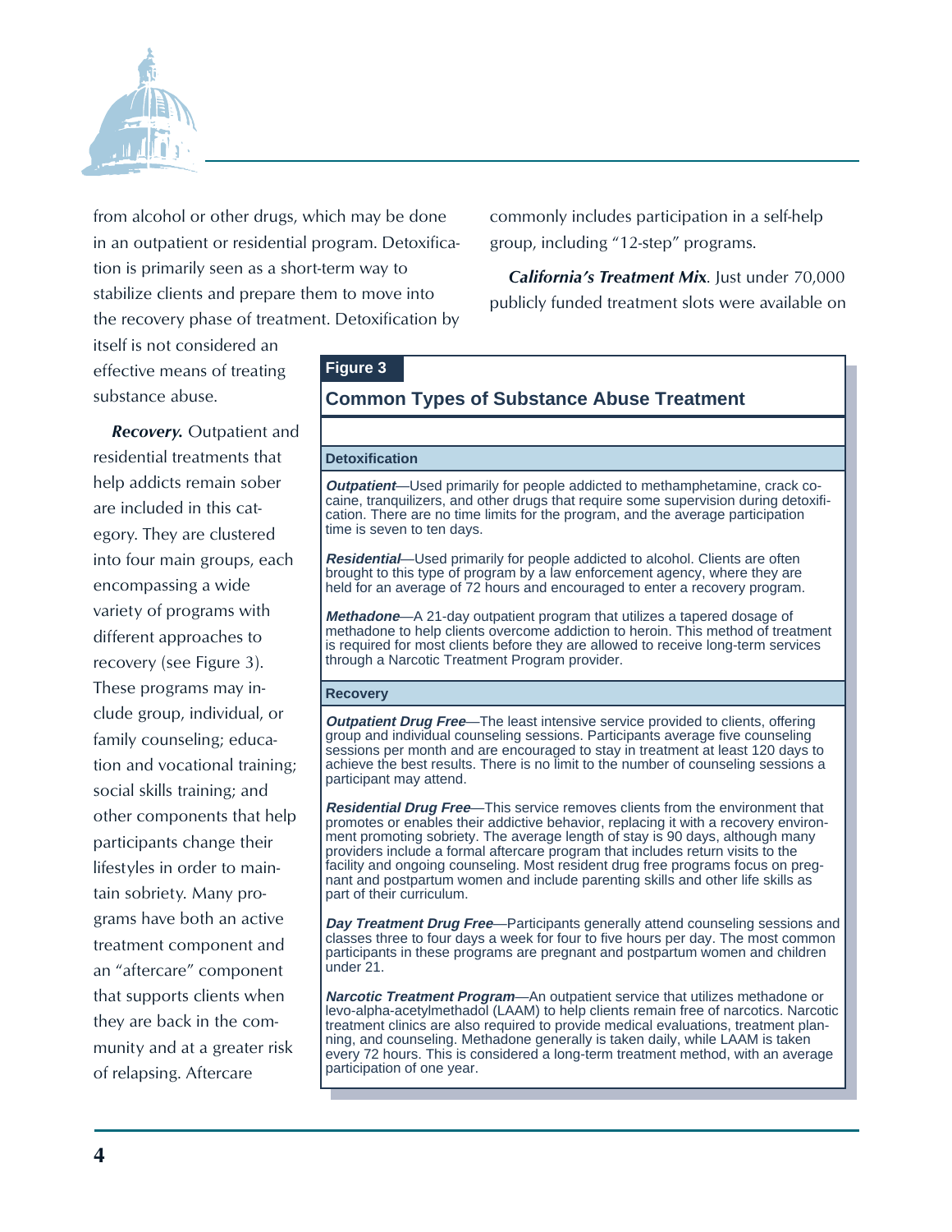from alcohol or other drugs, which may be done in an outpatient or residential program. Detoxification is primarily seen as a short-term way to stabilize clients and prepare them to move into the recovery phase of treatment. Detoxification by itself is not considered an effective means of treating substance abuse.

***Recovery.*** Outpatient and residential treatments that help addicts remain sober are included in this category. They are clustered into four main groups, each encompassing a wide variety of programs with different approaches to recovery (see Figure 3). These programs may include group, individual, or family counseling; education and vocational training; social skills training; and other components that help participants change their lifestyles in order to maintain sobriety. Many programs have both an active treatment component and an "aftercare" component that supports clients when they are back in the community and at a greater risk of relapsing. Aftercare commonly includes participation in a self-help group, including "12-step" programs.

***California's Treatment Mix***. Just under 70,000 publicly funded treatment slots were available on

**Figure 3**

### Common Types of Substance Abuse Treatment

#### Detoxification

***Outpatient***—Used primarily for people addicted to methamphetamine, crack cocaine, tranquilizers, and other drugs that require some supervision during detoxification. There are no time limits for the program, and the average participation time is seven to ten days.

***Residential***—Used primarily for people addicted to alcohol. Clients are often brought to this type of program by a law enforcement agency, where they are held for an average of 72 hours and encouraged to enter a recovery program.

***Methadone***—A 21-day outpatient program that utilizes a tapered dosage of methadone to help clients overcome addiction to heroin. This method of treatment is required for most clients before they are allowed to receive long-term services through a Narcotic Treatment Program provider.

#### Recovery

***Outpatient Drug Free***—The least intensive service provided to clients, offering group and individual counseling sessions. Participants average five counseling sessions per month and are encouraged to stay in treatment at least 120 days to achieve the best results. There is no limit to the number of counseling sessions a participant may attend.

***Residential Drug Free***—This service removes clients from the environment that promotes or enables their addictive behavior, replacing it with a recovery environment promoting sobriety. The average length of stay is 90 days, although many providers include a formal aftercare program that includes return visits to the facility and ongoing counseling. Most resident drug free programs focus on pregnant and postpartum women and include parenting skills and other life skills as part of their curriculum.

***Day Treatment Drug Free***—Participants generally attend counseling sessions and classes three to four days a week for four to five hours per day. The most common participants in these programs are pregnant and postpartum women and children under 21.

***Narcotic Treatment Program***—An outpatient service that utilizes methadone or levo-alpha-acetylmethadol (LAAM) to help clients remain free of narcotics. Narcotic treatment clinics are also required to provide medical evaluations, treatment planning, and counseling. Methadone generally is taken daily, while LAAM is taken every 72 hours. This is considered a long-term treatment method, with an average participation of one year.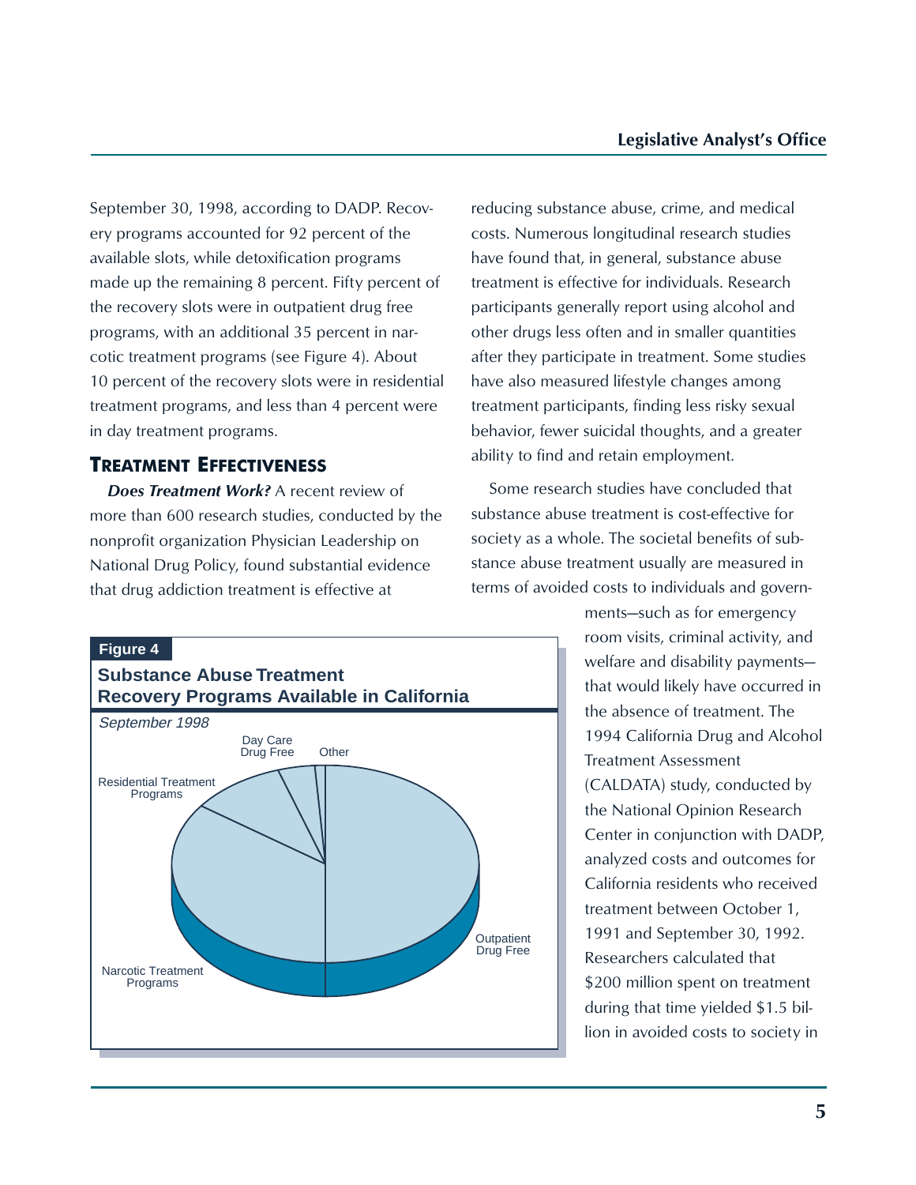September 30, 1998, according to DADP. Recovery programs accounted for 92 percent of the available slots, while detoxification programs made up the remaining 8 percent. Fifty percent of the recovery slots were in outpatient drug free programs, with an additional 35 percent in narcotic treatment programs (see Figure 4). About 10 percent of the recovery slots were in residential treatment programs, and less than 4 percent were in day treatment programs.

## TREATMENT EFFECTIVENESS

***Does Treatment Work?*** A recent review of more than 600 research studies, conducted by the nonprofit organization Physician Leadership on National Drug Policy, found substantial evidence that drug addiction treatment is effective at reducing substance abuse, crime, and medical costs. Numerous longitudinal research studies have found that, in general, substance abuse treatment is effective for individuals. Research participants generally report using alcohol and other drugs less often and in smaller quantities after they participate in treatment. Some studies have also measured lifestyle changes among treatment participants, finding less risky sexual behavior, fewer suicidal thoughts, and a greater ability to find and retain employment.

Some research studies have concluded that substance abuse treatment is cost-effective for society as a whole. The societal benefits of substance abuse treatment usually are measured in terms of avoided costs to individuals and governments—such as for emergency room visits, criminal activity, and welfare and disability payments—that would likely have occurred in the absence of treatment. The 1994 California Drug and Alcohol Treatment Assessment (CALDATA) study, conducted by the National Opinion Research Center in conjunction with DADP, analyzed costs and outcomes for California residents who received treatment between October 1, 1991 and September 30, 1992. Researchers calculated that $200 million spent on treatment during that time yielded $1.5 billion in avoided costs to society in

**Figure 4**

**Substance Abuse Treatment Recovery Programs Available in California**

*September 1998*

Outpatient Drug Free; Narcotic Treatment Programs; Residential Treatment Programs; Day Care Drug Free; Other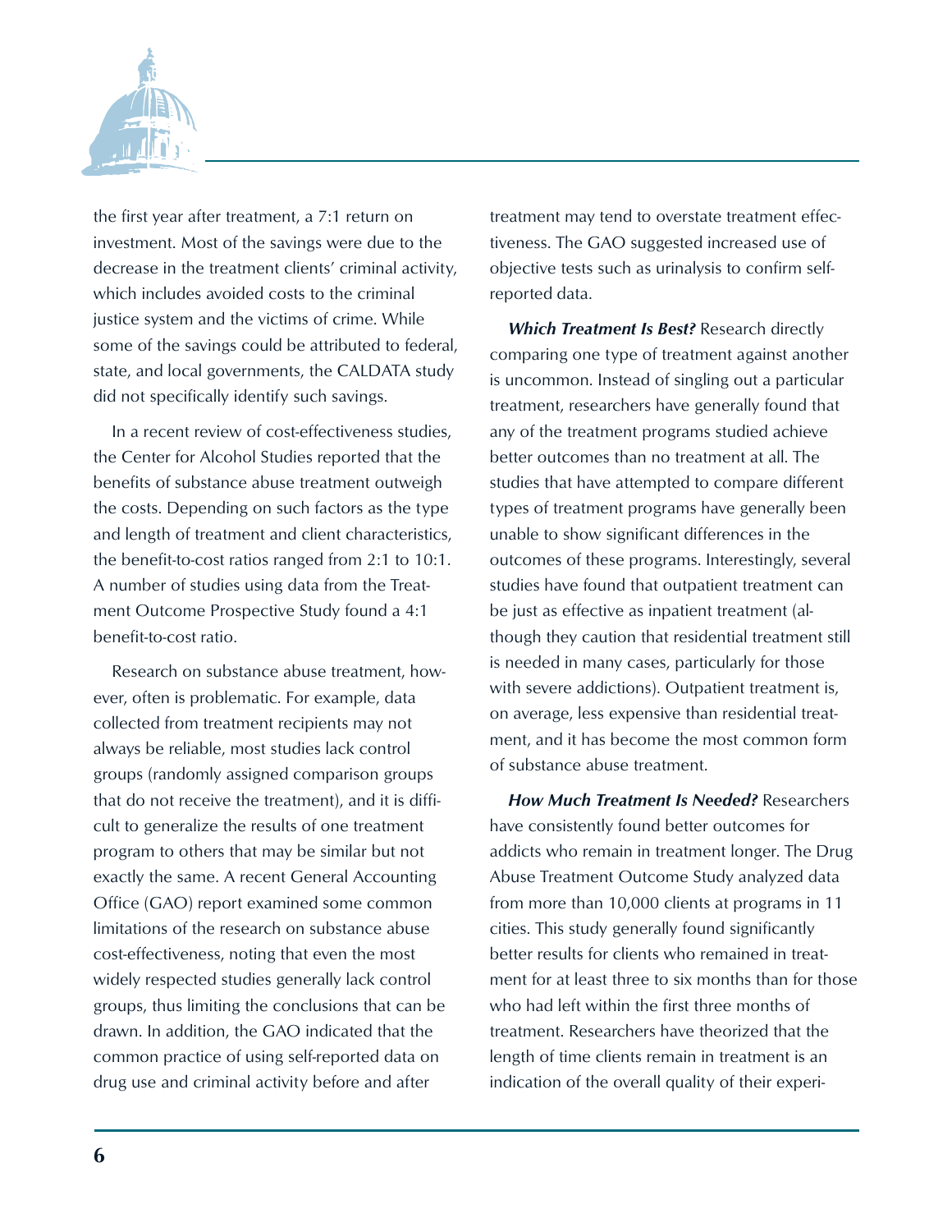the first year after treatment, a 7:1 return on investment. Most of the savings were due to the decrease in the treatment clients' criminal activity, which includes avoided costs to the criminal justice system and the victims of crime. While some of the savings could be attributed to federal, state, and local governments, the CALDATA study did not specifically identify such savings.

In a recent review of cost-effectiveness studies, the Center for Alcohol Studies reported that the benefits of substance abuse treatment outweigh the costs. Depending on such factors as the type and length of treatment and client characteristics, the benefit-to-cost ratios ranged from 2:1 to 10:1. A number of studies using data from the Treatment Outcome Prospective Study found a 4:1 benefit-to-cost ratio.

Research on substance abuse treatment, however, often is problematic. For example, data collected from treatment recipients may not always be reliable, most studies lack control groups (randomly assigned comparison groups that do not receive the treatment), and it is difficult to generalize the results of one treatment program to others that may be similar but not exactly the same. A recent General Accounting Office (GAO) report examined some common limitations of the research on substance abuse cost-effectiveness, noting that even the most widely respected studies generally lack control groups, thus limiting the conclusions that can be drawn. In addition, the GAO indicated that the common practice of using self-reported data on drug use and criminal activity before and after treatment may tend to overstate treatment effectiveness. The GAO suggested increased use of objective tests such as urinalysis to confirm self-reported data.

***Which Treatment Is Best?*** Research directly comparing one type of treatment against another is uncommon. Instead of singling out a particular treatment, researchers have generally found that any of the treatment programs studied achieve better outcomes than no treatment at all. The studies that have attempted to compare different types of treatment programs have generally been unable to show significant differences in the outcomes of these programs. Interestingly, several studies have found that outpatient treatment can be just as effective as inpatient treatment (although they caution that residential treatment still is needed in many cases, particularly for those with severe addictions). Outpatient treatment is, on average, less expensive than residential treatment, and it has become the most common form of substance abuse treatment.

***How Much Treatment Is Needed?*** Researchers have consistently found better outcomes for addicts who remain in treatment longer. The Drug Abuse Treatment Outcome Study analyzed data from more than 10,000 clients at programs in 11 cities. This study generally found significantly better results for clients who remained in treatment for at least three to six months than for those who had left within the first three months of treatment. Researchers have theorized that the length of time clients remain in treatment is an indication of the overall quality of their experi-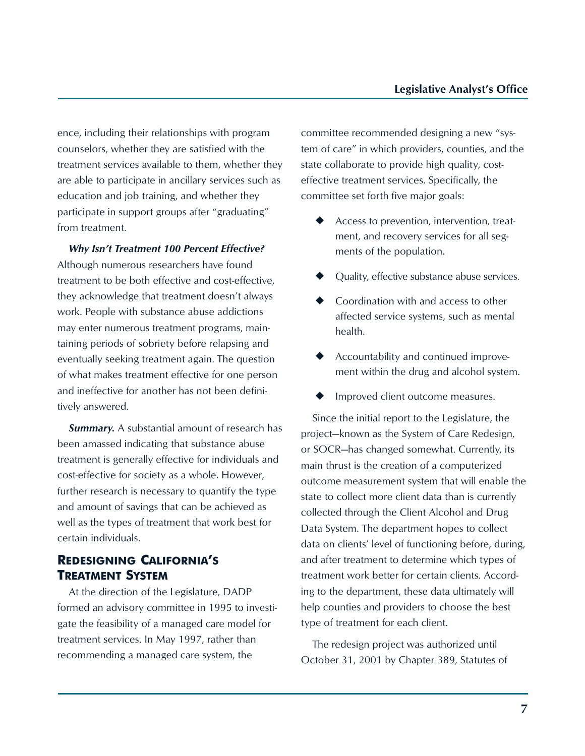ence, including their relationships with program counselors, whether they are satisfied with the treatment services available to them, whether they are able to participate in ancillary services such as education and job training, and whether they participate in support groups after "graduating" from treatment.

***Why Isn't Treatment 100 Percent Effective?*** Although numerous researchers have found treatment to be both effective and cost-effective, they acknowledge that treatment doesn't always work. People with substance abuse addictions may enter numerous treatment programs, maintaining periods of sobriety before relapsing and eventually seeking treatment again. The question of what makes treatment effective for one person and ineffective for another has not been definitively answered.

***Summary.*** A substantial amount of research has been amassed indicating that substance abuse treatment is generally effective for individuals and cost-effective for society as a whole. However, further research is necessary to quantify the type and amount of savings that can be achieved as well as the types of treatment that work best for certain individuals.

## Redesigning California's Treatment System

At the direction of the Legislature, DADP formed an advisory committee in 1995 to investigate the feasibility of a managed care model for treatment services. In May 1997, rather than recommending a managed care system, the committee recommended designing a new "system of care" in which providers, counties, and the state collaborate to provide high quality, cost-effective treatment services. Specifically, the committee set forth five major goals:

- Access to prevention, intervention, treatment, and recovery services for all segments of the population.
- Quality, effective substance abuse services.
- Coordination with and access to other affected service systems, such as mental health.
- Accountability and continued improvement within the drug and alcohol system.
- Improved client outcome measures.

Since the initial report to the Legislature, the project—known as the System of Care Redesign, or SOCR—has changed somewhat. Currently, its main thrust is the creation of a computerized outcome measurement system that will enable the state to collect more client data than is currently collected through the Client Alcohol and Drug Data System. The department hopes to collect data on clients' level of functioning before, during, and after treatment to determine which types of treatment work better for certain clients. According to the department, these data ultimately will help counties and providers to choose the best type of treatment for each client.

The redesign project was authorized until October 31, 2001 by Chapter 389, Statutes of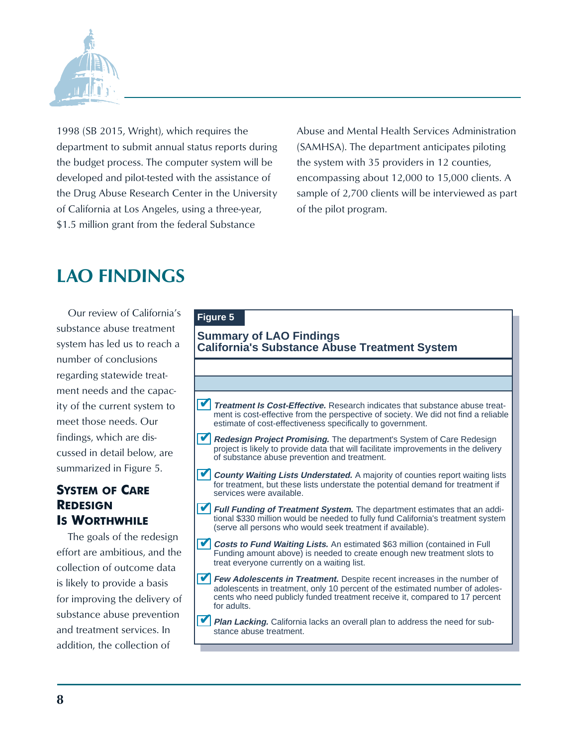1998 (SB 2015, Wright), which requires the department to submit annual status reports during the budget process. The computer system will be developed and pilot-tested with the assistance of the Drug Abuse Research Center in the University of California at Los Angeles, using a three-year, $1.5 million grant from the federal Substance Abuse and Mental Health Services Administration (SAMHSA). The department anticipates piloting the system with 35 providers in 12 counties, encompassing about 12,000 to 15,000 clients. A sample of 2,700 clients will be interviewed as part of the pilot program.

# LAO FINDINGS

Our review of California's substance abuse treatment system has led us to reach a number of conclusions regarding statewide treatment needs and the capacity of the current system to meet those needs. Our findings, which are discussed in detail below, are summarized in Figure 5.

**Figure 5**

**Summary of LAO Findings**
**California's Substance Abuse Treatment System**

- ✔ ***Treatment Is Cost-Effective.*** Research indicates that substance abuse treatment is cost-effective from the perspective of society. We did not find a reliable estimate of cost-effectiveness specifically to government.
- ✔ ***Redesign Project Promising.*** The department's System of Care Redesign project is likely to provide data that will facilitate improvements in the delivery of substance abuse prevention and treatment.
- ✔ ***County Waiting Lists Understated.*** A majority of counties report waiting lists for treatment, but these lists understate the potential demand for treatment if services were available.
- ✔ ***Full Funding of Treatment System.*** The department estimates that an additional $330 million would be needed to fully fund California's treatment system (serve all persons who would seek treatment if available).
- ✔ ***Costs to Fund Waiting Lists.*** An estimated $63 million (contained in Full Funding amount above) is needed to create enough new treatment slots to treat everyone currently on a waiting list.
- ✔ ***Few Adolescents in Treatment.*** Despite recent increases in the number of adolescents in treatment, only 10 percent of the estimated number of adolescents who need publicly funded treatment receive it, compared to 17 percent for adults.
- ✔ ***Plan Lacking.*** California lacks an overall plan to address the need for substance abuse treatment.

## SYSTEM OF CARE REDESIGN IS WORTHWHILE

The goals of the redesign effort are ambitious, and the collection of outcome data is likely to provide a basis for improving the delivery of substance abuse prevention and treatment services. In addition, the collection of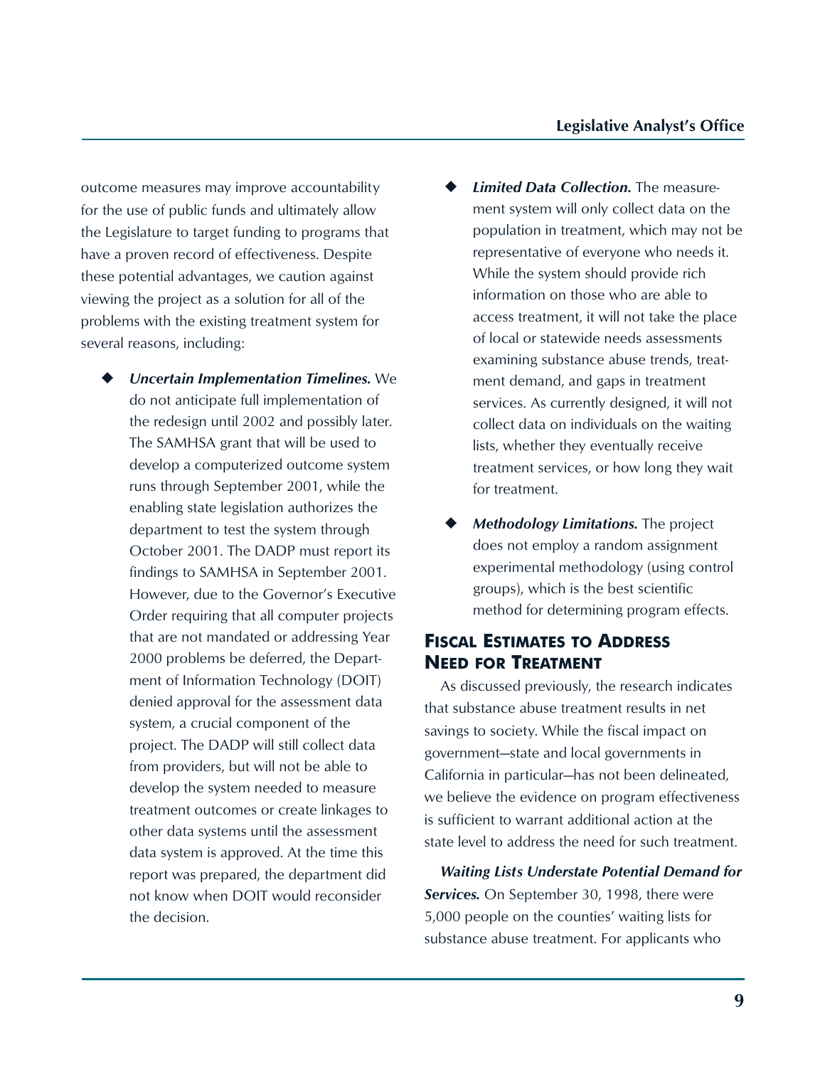outcome measures may improve accountability for the use of public funds and ultimately allow the Legislature to target funding to programs that have a proven record of effectiveness. Despite these potential advantages, we caution against viewing the project as a solution for all of the problems with the existing treatment system for several reasons, including:

- ***Uncertain Implementation Timelines.*** We do not anticipate full implementation of the redesign until 2002 and possibly later. The SAMHSA grant that will be used to develop a computerized outcome system runs through September 2001, while the enabling state legislation authorizes the department to test the system through October 2001. The DADP must report its findings to SAMHSA in September 2001. However, due to the Governor's Executive Order requiring that all computer projects that are not mandated or addressing Year 2000 problems be deferred, the Department of Information Technology (DOIT) denied approval for the assessment data system, a crucial component of the project. The DADP will still collect data from providers, but will not be able to develop the system needed to measure treatment outcomes or create linkages to other data systems until the assessment data system is approved. At the time this report was prepared, the department did not know when DOIT would reconsider the decision.

- ***Limited Data Collection.*** The measurement system will only collect data on the population in treatment, which may not be representative of everyone who needs it. While the system should provide rich information on those who are able to access treatment, it will not take the place of local or statewide needs assessments examining substance abuse trends, treatment demand, and gaps in treatment services. As currently designed, it will not collect data on individuals on the waiting lists, whether they eventually receive treatment services, or how long they wait for treatment.

- ***Methodology Limitations.*** The project does not employ a random assignment experimental methodology (using control groups), which is the best scientific method for determining program effects.

## Fiscal Estimates to Address Need for Treatment

As discussed previously, the research indicates that substance abuse treatment results in net savings to society. While the fiscal impact on government—state and local governments in California in particular—has not been delineated, we believe the evidence on program effectiveness is sufficient to warrant additional action at the state level to address the need for such treatment.

***Waiting Lists Understate Potential Demand for Services.*** On September 30, 1998, there were 5,000 people on the counties' waiting lists for substance abuse treatment. For applicants who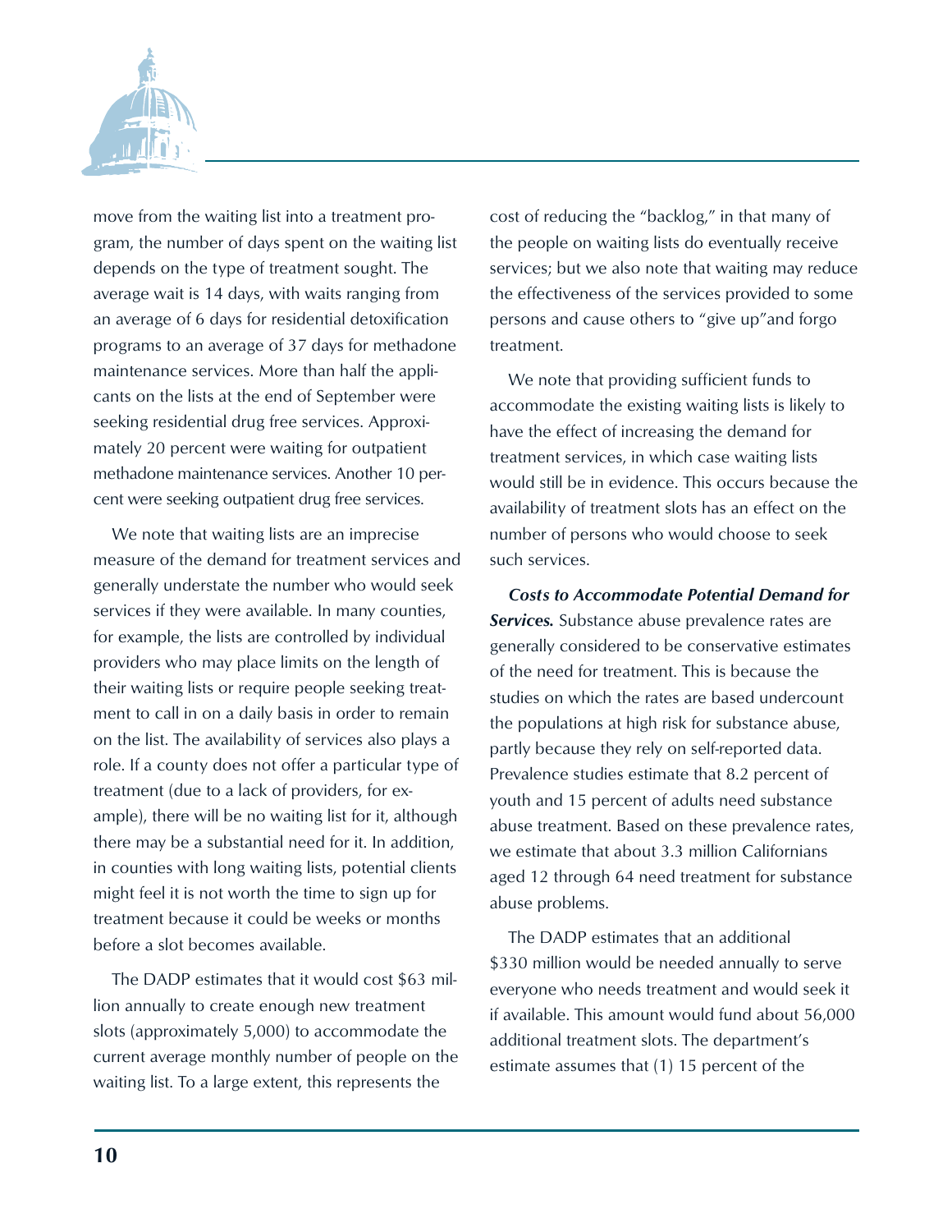move from the waiting list into a treatment program, the number of days spent on the waiting list depends on the type of treatment sought. The average wait is 14 days, with waits ranging from an average of 6 days for residential detoxification programs to an average of 37 days for methadone maintenance services. More than half the applicants on the lists at the end of September were seeking residential drug free services. Approximately 20 percent were waiting for outpatient methadone maintenance services. Another 10 percent were seeking outpatient drug free services.

We note that waiting lists are an imprecise measure of the demand for treatment services and generally understate the number who would seek services if they were available. In many counties, for example, the lists are controlled by individual providers who may place limits on the length of their waiting lists or require people seeking treatment to call in on a daily basis in order to remain on the list. The availability of services also plays a role. If a county does not offer a particular type of treatment (due to a lack of providers, for example), there will be no waiting list for it, although there may be a substantial need for it. In addition, in counties with long waiting lists, potential clients might feel it is not worth the time to sign up for treatment because it could be weeks or months before a slot becomes available.

The DADP estimates that it would cost $63 million annually to create enough new treatment slots (approximately 5,000) to accommodate the current average monthly number of people on the waiting list. To a large extent, this represents the cost of reducing the "backlog," in that many of the people on waiting lists do eventually receive services; but we also note that waiting may reduce the effectiveness of the services provided to some persons and cause others to "give up" and forgo treatment.

We note that providing sufficient funds to accommodate the existing waiting lists is likely to have the effect of increasing the demand for treatment services, in which case waiting lists would still be in evidence. This occurs because the availability of treatment slots has an effect on the number of persons who would choose to seek such services.

***Costs to Accommodate Potential Demand for Services.*** Substance abuse prevalence rates are generally considered to be conservative estimates of the need for treatment. This is because the studies on which the rates are based undercount the populations at high risk for substance abuse, partly because they rely on self-reported data. Prevalence studies estimate that 8.2 percent of youth and 15 percent of adults need substance abuse treatment. Based on these prevalence rates, we estimate that about 3.3 million Californians aged 12 through 64 need treatment for substance abuse problems.

The DADP estimates that an additional $330 million would be needed annually to serve everyone who needs treatment and would seek it if available. This amount would fund about 56,000 additional treatment slots. The department's estimate assumes that (1) 15 percent of the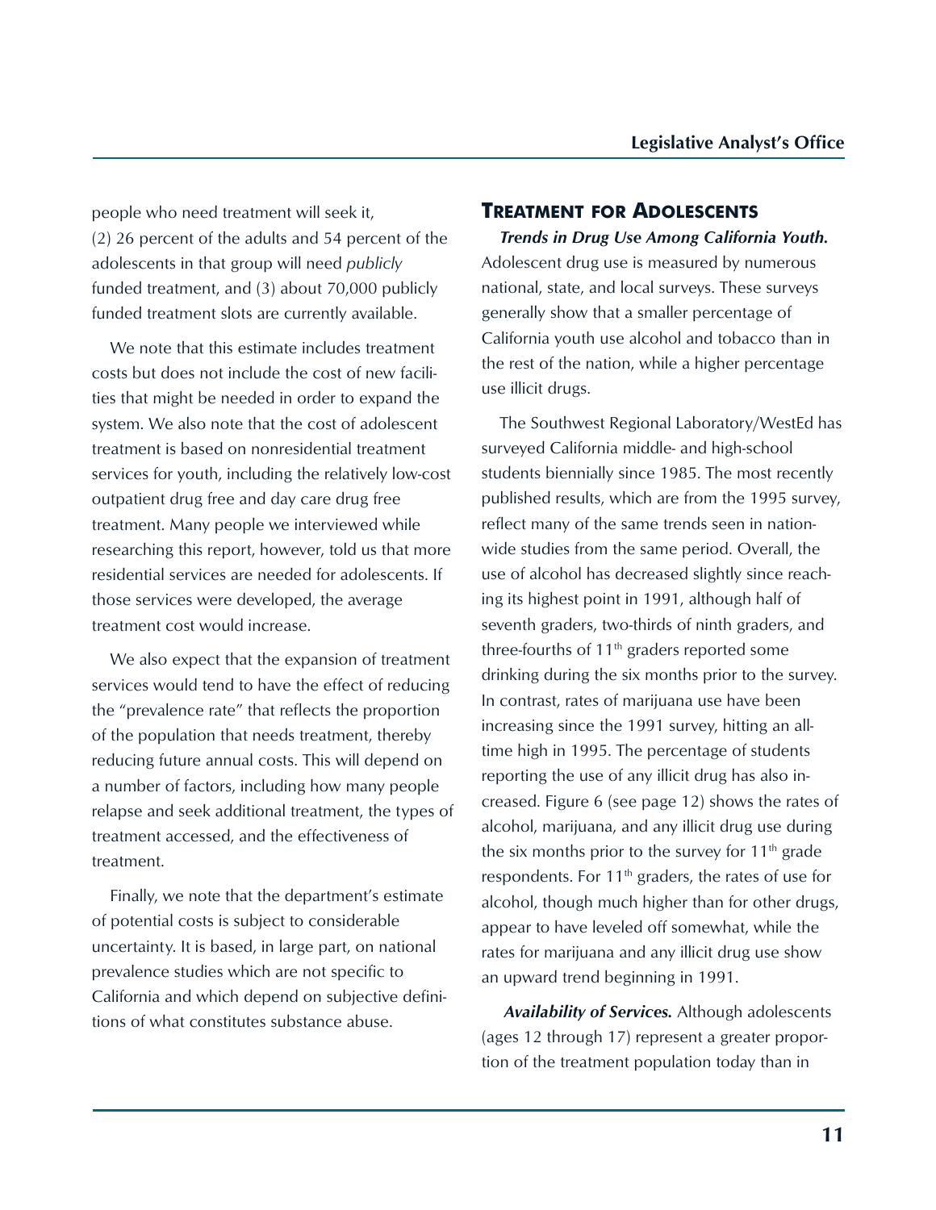people who need treatment will seek it, (2) 26 percent of the adults and 54 percent of the adolescents in that group will need *publicly* funded treatment, and (3) about 70,000 publicly funded treatment slots are currently available.

We note that this estimate includes treatment costs but does not include the cost of new facilities that might be needed in order to expand the system. We also note that the cost of adolescent treatment is based on nonresidential treatment services for youth, including the relatively low-cost outpatient drug free and day care drug free treatment. Many people we interviewed while researching this report, however, told us that more residential services are needed for adolescents. If those services were developed, the average treatment cost would increase.

We also expect that the expansion of treatment services would tend to have the effect of reducing the "prevalence rate" that reflects the proportion of the population that needs treatment, thereby reducing future annual costs. This will depend on a number of factors, including how many people relapse and seek additional treatment, the types of treatment accessed, and the effectiveness of treatment.

Finally, we note that the department's estimate of potential costs is subject to considerable uncertainty. It is based, in large part, on national prevalence studies which are not specific to California and which depend on subjective definitions of what constitutes substance abuse.

## TREATMENT FOR ADOLESCENTS

***Trends in Drug Use Among California Youth.*** Adolescent drug use is measured by numerous national, state, and local surveys. These surveys generally show that a smaller percentage of California youth use alcohol and tobacco than in the rest of the nation, while a higher percentage use illicit drugs.

The Southwest Regional Laboratory/WestEd has surveyed California middle- and high-school students biennially since 1985. The most recently published results, which are from the 1995 survey, reflect many of the same trends seen in nationwide studies from the same period. Overall, the use of alcohol has decreased slightly since reaching its highest point in 1991, although half of seventh graders, two-thirds of ninth graders, and three-fourths of 11th graders reported some drinking during the six months prior to the survey. In contrast, rates of marijuana use have been increasing since the 1991 survey, hitting an all-time high in 1995. The percentage of students reporting the use of any illicit drug has also increased. Figure 6 (see page 12) shows the rates of alcohol, marijuana, and any illicit drug use during the six months prior to the survey for 11th grade respondents. For 11th graders, the rates of use for alcohol, though much higher than for other drugs, appear to have leveled off somewhat, while the rates for marijuana and any illicit drug use show an upward trend beginning in 1991.

***Availability of Services.*** Although adolescents (ages 12 through 17) represent a greater proportion of the treatment population today than in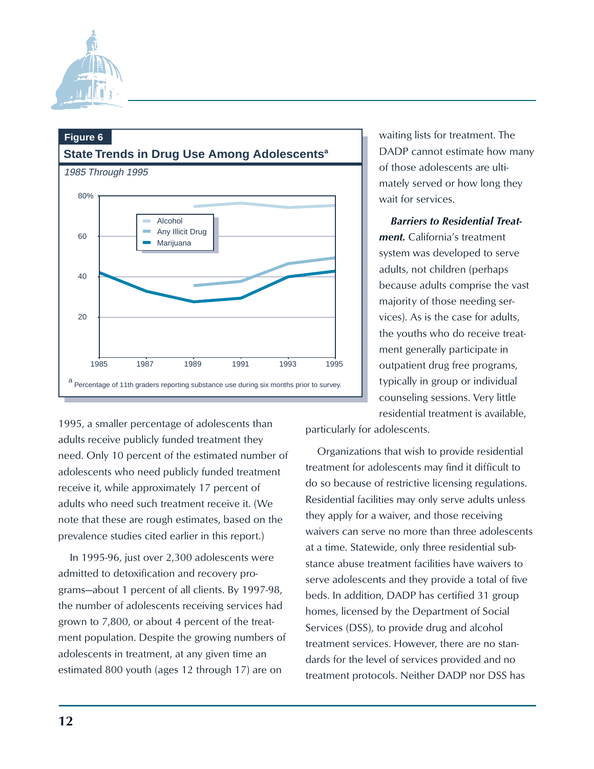**Figure 6**

**State Trends in Drug Use Among Adolescents[a]**

*1985 Through 1995*

[a] Percentage of 11th graders reporting substance use during six months prior to survey.

1995, a smaller percentage of adolescents than adults receive publicly funded treatment they need. Only 10 percent of the estimated number of adolescents who need publicly funded treatment receive it, while approximately 17 percent of adults who need such treatment receive it. (We note that these are rough estimates, based on the prevalence studies cited earlier in this report.)

In 1995-96, just over 2,300 adolescents were admitted to detoxification and recovery programs—about 1 percent of all clients. By 1997-98, the number of adolescents receiving services had grown to 7,800, or about 4 percent of the treatment population. Despite the growing numbers of adolescents in treatment, at any given time an estimated 800 youth (ages 12 through 17) are on waiting lists for treatment. The DADP cannot estimate how many of those adolescents are ultimately served or how long they wait for services.

***Barriers to Residential Treatment.*** California's treatment system was developed to serve adults, not children (perhaps because adults comprise the vast majority of those needing services). As is the case for adults, the youths who do receive treatment generally participate in outpatient drug free programs, typically in group or individual counseling sessions. Very little residential treatment is available, particularly for adolescents.

Organizations that wish to provide residential treatment for adolescents may find it difficult to do so because of restrictive licensing regulations. Residential facilities may only serve adults unless they apply for a waiver, and those receiving waivers can serve no more than three adolescents at a time. Statewide, only three residential substance abuse treatment facilities have waivers to serve adolescents and they provide a total of five beds. In addition, DADP has certified 31 group homes, licensed by the Department of Social Services (DSS), to provide drug and alcohol treatment services. However, there are no standards for the level of services provided and no treatment protocols. Neither DADP nor DSS has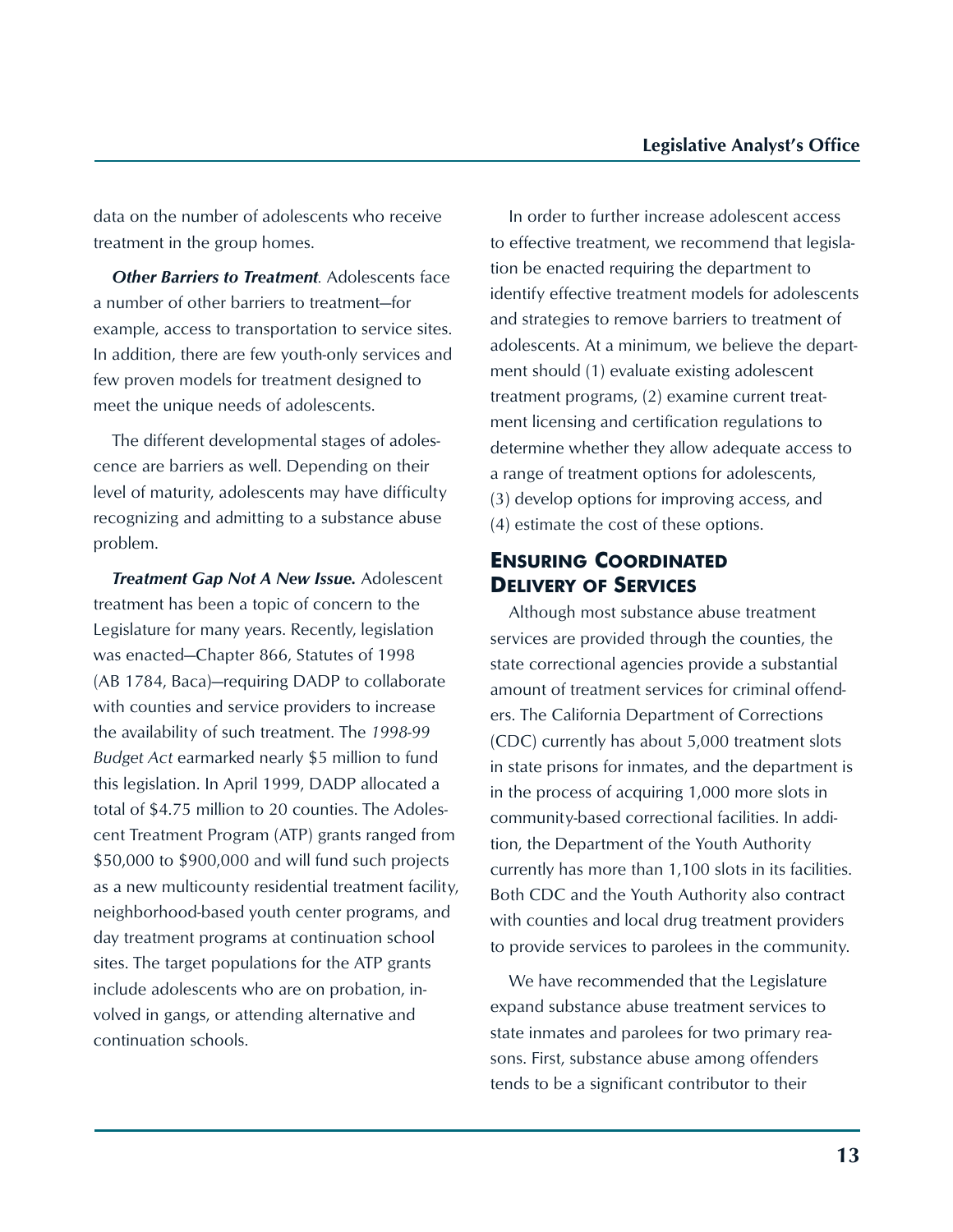data on the number of adolescents who receive treatment in the group homes.

***Other Barriers to Treatment***. Adolescents face a number of other barriers to treatment—for example, access to transportation to service sites. In addition, there are few youth-only services and few proven models for treatment designed to meet the unique needs of adolescents.

The different developmental stages of adolescence are barriers as well. Depending on their level of maturity, adolescents may have difficulty recognizing and admitting to a substance abuse problem.

***Treatment Gap Not A New Issue.*** Adolescent treatment has been a topic of concern to the Legislature for many years. Recently, legislation was enacted—Chapter 866, Statutes of 1998 (AB 1784, Baca)—requiring DADP to collaborate with counties and service providers to increase the availability of such treatment. The *1998-99 Budget Act* earmarked nearly $5 million to fund this legislation. In April 1999, DADP allocated a total of $4.75 million to 20 counties. The Adolescent Treatment Program (ATP) grants ranged from $50,000 to $900,000 and will fund such projects as a new multicounty residential treatment facility, neighborhood-based youth center programs, and day treatment programs at continuation school sites. The target populations for the ATP grants include adolescents who are on probation, involved in gangs, or attending alternative and continuation schools.

In order to further increase adolescent access to effective treatment, we recommend that legislation be enacted requiring the department to identify effective treatment models for adolescents and strategies to remove barriers to treatment of adolescents. At a minimum, we believe the department should (1) evaluate existing adolescent treatment programs, (2) examine current treatment licensing and certification regulations to determine whether they allow adequate access to a range of treatment options for adolescents, (3) develop options for improving access, and (4) estimate the cost of these options.

## Ensuring Coordinated Delivery of Services

Although most substance abuse treatment services are provided through the counties, the state correctional agencies provide a substantial amount of treatment services for criminal offenders. The California Department of Corrections (CDC) currently has about 5,000 treatment slots in state prisons for inmates, and the department is in the process of acquiring 1,000 more slots in community-based correctional facilities. In addition, the Department of the Youth Authority currently has more than 1,100 slots in its facilities. Both CDC and the Youth Authority also contract with counties and local drug treatment providers to provide services to parolees in the community.

We have recommended that the Legislature expand substance abuse treatment services to state inmates and parolees for two primary reasons. First, substance abuse among offenders tends to be a significant contributor to their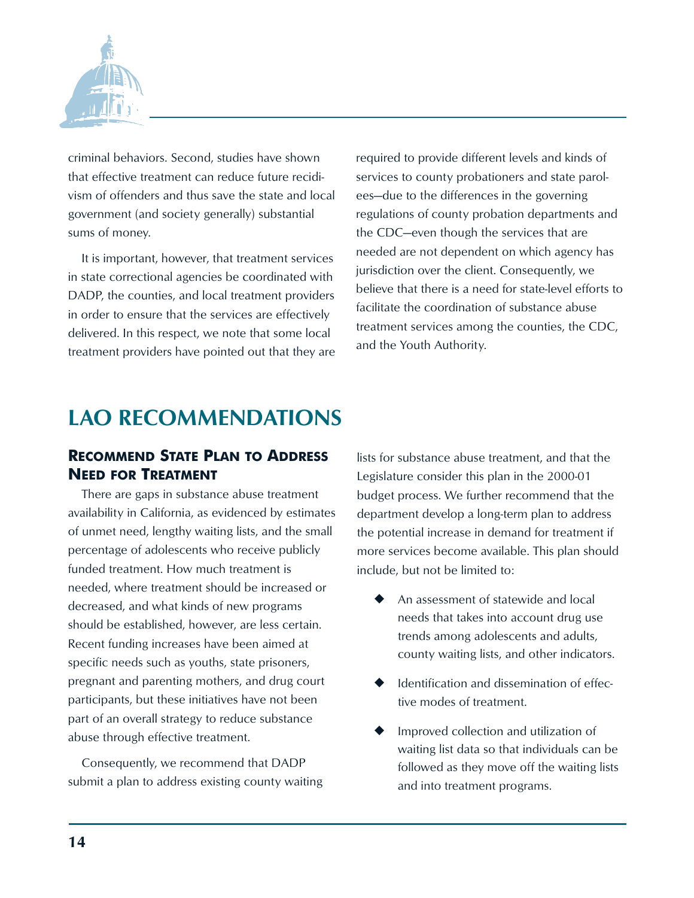criminal behaviors. Second, studies have shown that effective treatment can reduce future recidivism of offenders and thus save the state and local government (and society generally) substantial sums of money.

It is important, however, that treatment services in state correctional agencies be coordinated with DADP, the counties, and local treatment providers in order to ensure that the services are effectively delivered. In this respect, we note that some local treatment providers have pointed out that they are required to provide different levels and kinds of services to county probationers and state parolees—due to the differences in the governing regulations of county probation departments and the CDC—even though the services that are needed are not dependent on which agency has jurisdiction over the client. Consequently, we believe that there is a need for state-level efforts to facilitate the coordination of substance abuse treatment services among the counties, the CDC, and the Youth Authority.

# LAO RECOMMENDATIONS

## Recommend State Plan to Address Need for Treatment

There are gaps in substance abuse treatment availability in California, as evidenced by estimates of unmet need, lengthy waiting lists, and the small percentage of adolescents who receive publicly funded treatment. How much treatment is needed, where treatment should be increased or decreased, and what kinds of new programs should be established, however, are less certain. Recent funding increases have been aimed at specific needs such as youths, state prisoners, pregnant and parenting mothers, and drug court participants, but these initiatives have not been part of an overall strategy to reduce substance abuse through effective treatment.

Consequently, we recommend that DADP submit a plan to address existing county waiting lists for substance abuse treatment, and that the Legislature consider this plan in the 2000-01 budget process. We further recommend that the department develop a long-term plan to address the potential increase in demand for treatment if more services become available. This plan should include, but not be limited to:

- An assessment of statewide and local needs that takes into account drug use trends among adolescents and adults, county waiting lists, and other indicators.
- Identification and dissemination of effective modes of treatment.
- Improved collection and utilization of waiting list data so that individuals can be followed as they move off the waiting lists and into treatment programs.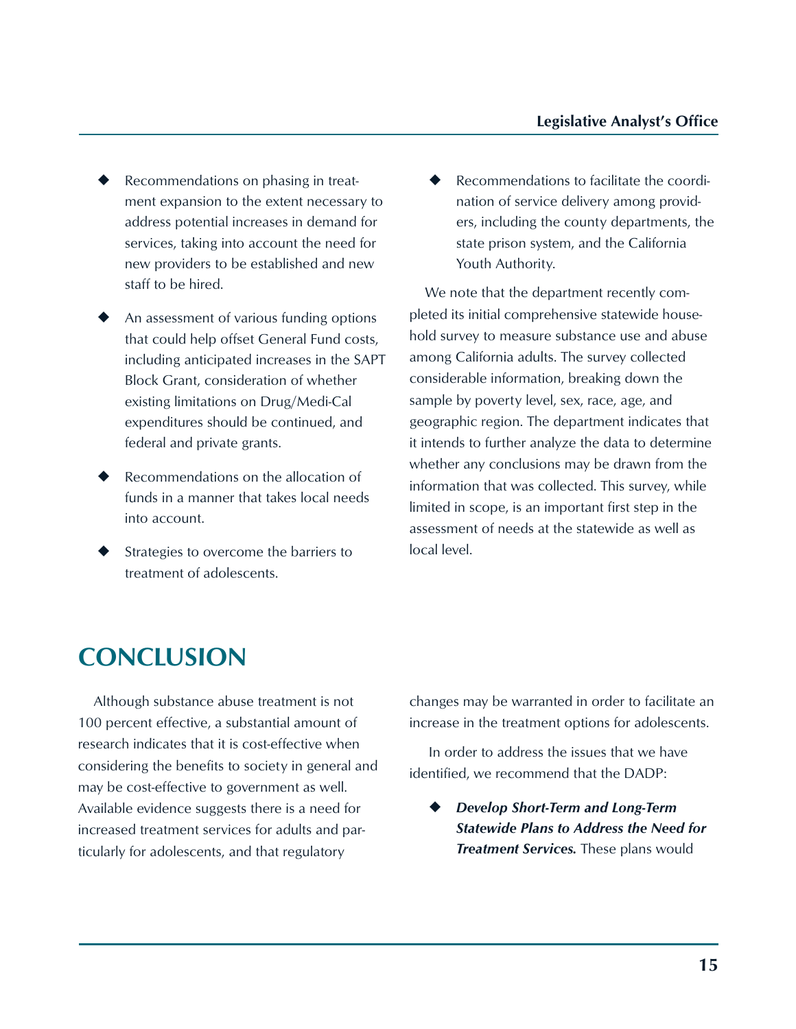- Recommendations on phasing in treatment expansion to the extent necessary to address potential increases in demand for services, taking into account the need for new providers to be established and new staff to be hired.
- An assessment of various funding options that could help offset General Fund costs, including anticipated increases in the SAPT Block Grant, consideration of whether existing limitations on Drug/Medi-Cal expenditures should be continued, and federal and private grants.
- Recommendations on the allocation of funds in a manner that takes local needs into account.
- Strategies to overcome the barriers to treatment of adolescents.
- Recommendations to facilitate the coordination of service delivery among providers, including the county departments, the state prison system, and the California Youth Authority.

We note that the department recently completed its initial comprehensive statewide household survey to measure substance use and abuse among California adults. The survey collected considerable information, breaking down the sample by poverty level, sex, race, age, and geographic region. The department indicates that it intends to further analyze the data to determine whether any conclusions may be drawn from the information that was collected. This survey, while limited in scope, is an important first step in the assessment of needs at the statewide as well as local level.

# CONCLUSION

Although substance abuse treatment is not 100 percent effective, a substantial amount of research indicates that it is cost-effective when considering the benefits to society in general and may be cost-effective to government as well. Available evidence suggests there is a need for increased treatment services for adults and particularly for adolescents, and that regulatory changes may be warranted in order to facilitate an increase in the treatment options for adolescents.

In order to address the issues that we have identified, we recommend that the DADP:

- ***Develop Short-Term and Long-Term Statewide Plans to Address the Need for Treatment Services.*** These plans would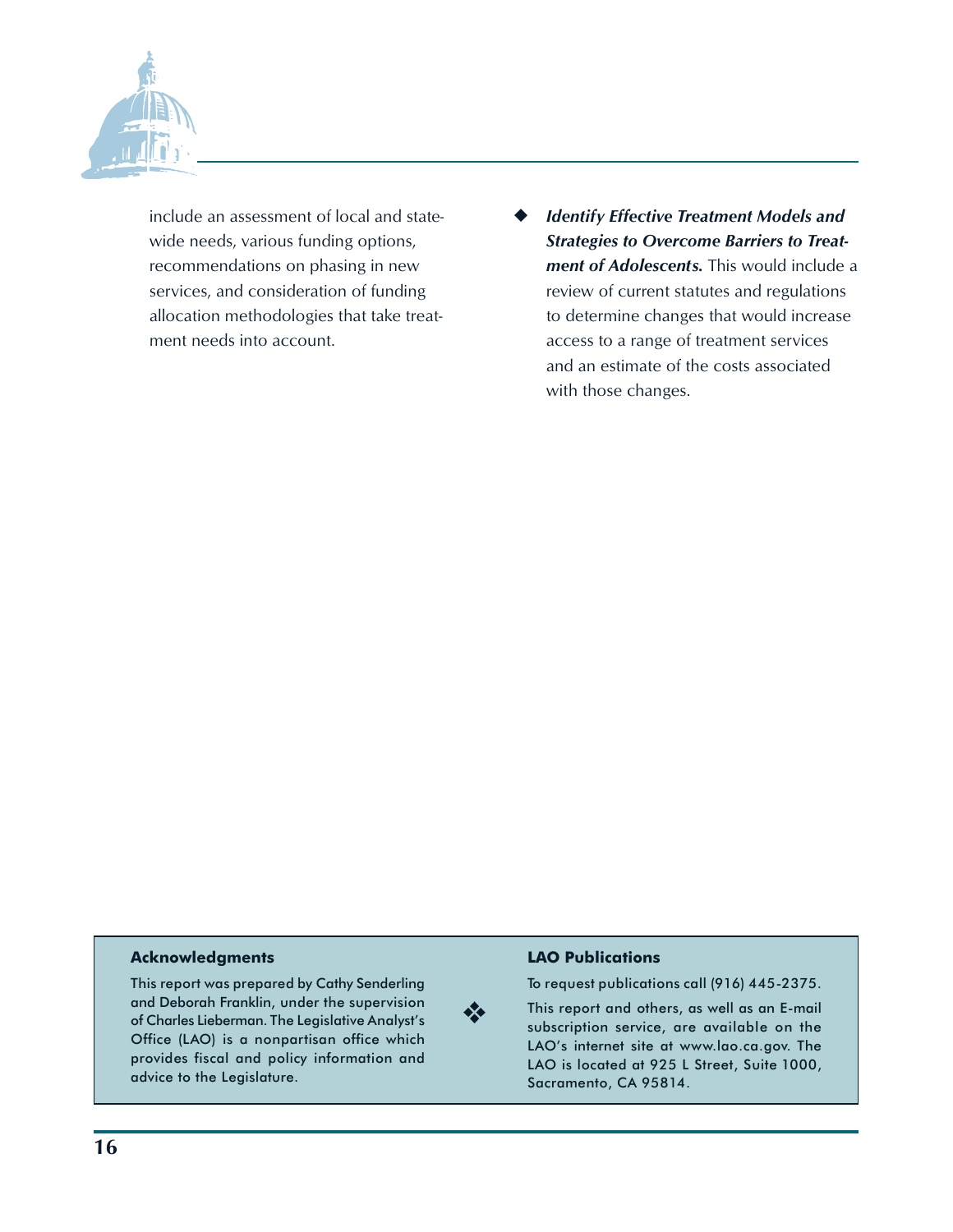include an assessment of local and statewide needs, various funding options, recommendations on phasing in new services, and consideration of funding allocation methodologies that take treatment needs into account.

- ***Identify Effective Treatment Models and Strategies to Overcome Barriers to Treatment of Adolescents.*** This would include a review of current statutes and regulations to determine changes that would increase access to a range of treatment services and an estimate of the costs associated with those changes.

**Acknowledgments**

This report was prepared by Cathy Senderling and Deborah Franklin, under the supervision of Charles Lieberman. The Legislative Analyst's Office (LAO) is a nonpartisan office which provides fiscal and policy information and advice to the Legislature.

**LAO Publications**

To request publications call (916) 445-2375.

This report and others, as well as an E-mail subscription service, are available on the LAO's internet site at www.lao.ca.gov. The LAO is located at 925 L Street, Suite 1000, Sacramento, CA 95814.